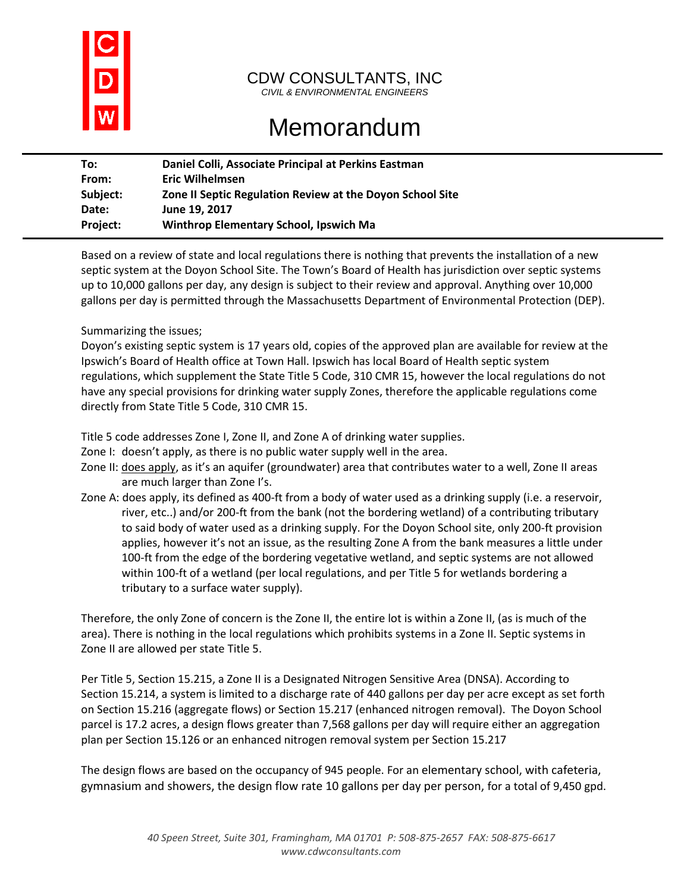# CDW CONSULTANTS, INC

*CIVIL & ENVIRONMENTAL ENGINEERS*

# Memorandum

| | |
|---|---|
| **To:** | **Daniel Colli, Associate Principal at Perkins Eastman** |
| **From:** | **Eric Wilhelmsen** |
| **Subject:** | **Zone II Septic Regulation Review at the Doyon School Site** |
| **Date:** | **June 19, 2017** |
| **Project:** | **Winthrop Elementary School, Ipswich Ma** |

Based on a review of state and local regulations there is nothing that prevents the installation of a new septic system at the Doyon School Site. The Town's Board of Health has jurisdiction over septic systems up to 10,000 gallons per day, any design is subject to their review and approval. Anything over 10,000 gallons per day is permitted through the Massachusetts Department of Environmental Protection (DEP).

Summarizing the issues;
Doyon's existing septic system is 17 years old, copies of the approved plan are available for review at the Ipswich's Board of Health office at Town Hall. Ipswich has local Board of Health septic system regulations, which supplement the State Title 5 Code, 310 CMR 15, however the local regulations do not have any special provisions for drinking water supply Zones, therefore the applicable regulations come directly from State Title 5 Code, 310 CMR 15.

Title 5 code addresses Zone I, Zone II, and Zone A of drinking water supplies.

Zone I: doesn't apply, as there is no public water supply well in the area.

Zone II: does apply, as it's an aquifer (groundwater) area that contributes water to a well, Zone II areas are much larger than Zone I's.

Zone A: does apply, its defined as 400-ft from a body of water used as a drinking supply (i.e. a reservoir, river, etc..) and/or 200-ft from the bank (not the bordering wetland) of a contributing tributary to said body of water used as a drinking supply. For the Doyon School site, only 200-ft provision applies, however it's not an issue, as the resulting Zone A from the bank measures a little under 100-ft from the edge of the bordering vegetative wetland, and septic systems are not allowed within 100-ft of a wetland (per local regulations, and per Title 5 for wetlands bordering a tributary to a surface water supply).

Therefore, the only Zone of concern is the Zone II, the entire lot is within a Zone II, (as is much of the area). There is nothing in the local regulations which prohibits systems in a Zone II. Septic systems in Zone II are allowed per state Title 5.

Per Title 5, Section 15.215, a Zone II is a Designated Nitrogen Sensitive Area (DNSA). According to Section 15.214, a system is limited to a discharge rate of 440 gallons per day per acre except as set forth on Section 15.216 (aggregate flows) or Section 15.217 (enhanced nitrogen removal). The Doyon School parcel is 17.2 acres, a design flows greater than 7,568 gallons per day will require either an aggregation plan per Section 15.126 or an enhanced nitrogen removal system per Section 15.217

The design flows are based on the occupancy of 945 people. For an elementary school, with cafeteria, gymnasium and showers, the design flow rate 10 gallons per day per person, for a total of 9,450 gpd.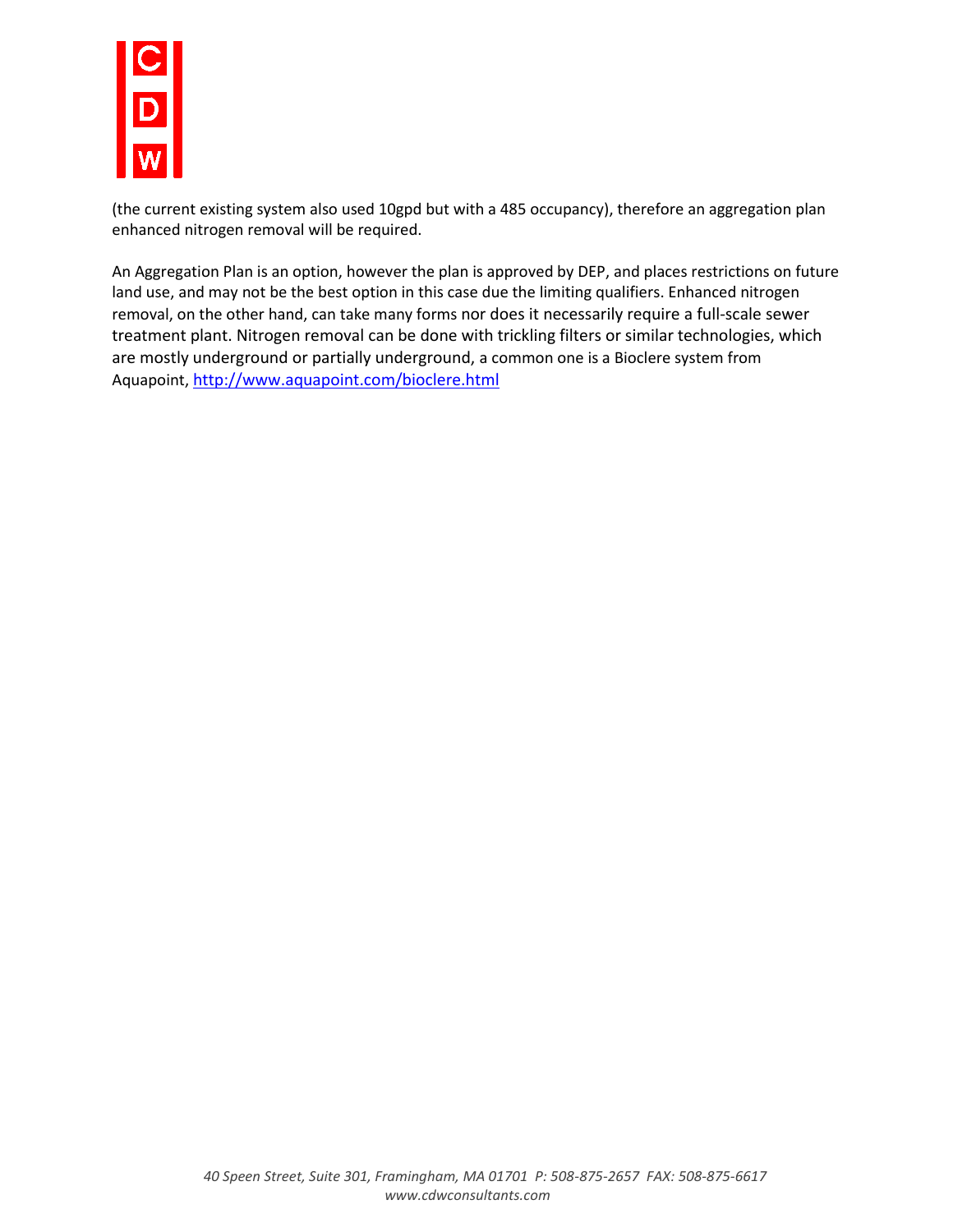(the current existing system also used 10gpd but with a 485 occupancy), therefore an aggregation plan enhanced nitrogen removal will be required.

An Aggregation Plan is an option, however the plan is approved by DEP, and places restrictions on future land use, and may not be the best option in this case due the limiting qualifiers. Enhanced nitrogen removal, on the other hand, can take many forms nor does it necessarily require a full-scale sewer treatment plant. Nitrogen removal can be done with trickling filters or similar technologies, which are mostly underground or partially underground, a common one is a Bioclere system from Aquapoint, [http://www.aquapoint.com/bioclere.html](http://www.aquapoint.com/bioclere.html)